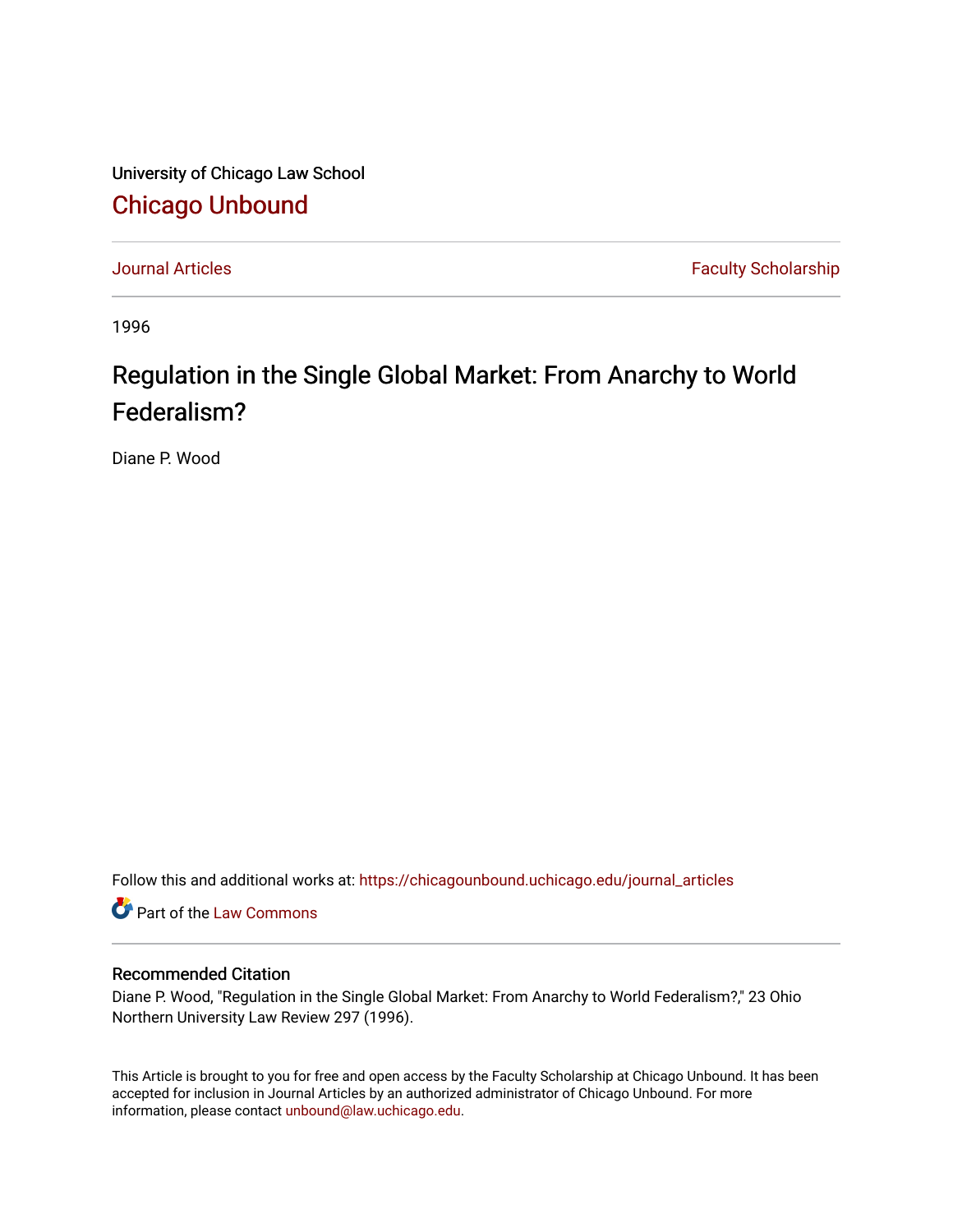University of Chicago Law School

## Chicago Unbound

Journal Articles | Faculty Scholarship

1996

# Regulation in the Single Global Market: From Anarchy to World Federalism?

Diane P. Wood

Follow this and additional works at: https://chicagounbound.uchicago.edu/journal_articles

Part of the Law Commons

### Recommended Citation

Diane P. Wood, "Regulation in the Single Global Market: From Anarchy to World Federalism?," 23 Ohio Northern University Law Review 297 (1996).

This Article is brought to you for free and open access by the Faculty Scholarship at Chicago Unbound. It has been accepted for inclusion in Journal Articles by an authorized administrator of Chicago Unbound. For more information, please contact unbound@law.uchicago.edu.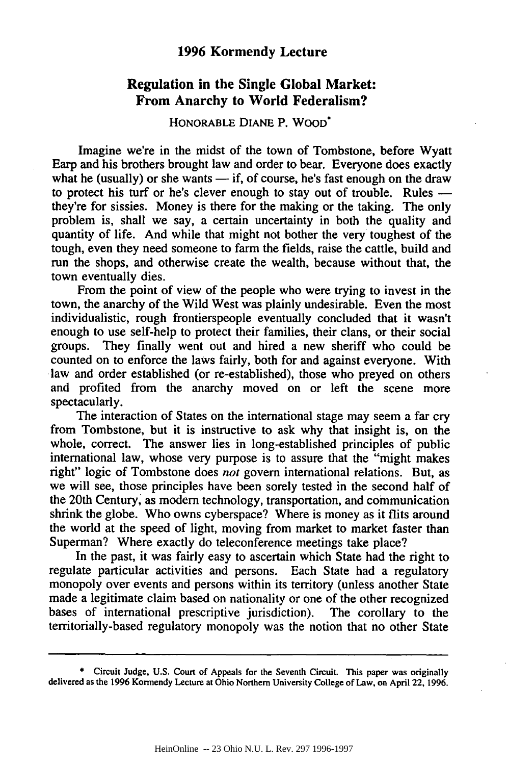## 1996 Kormendy Lecture

# Regulation in the Single Global Market: From Anarchy to World Federalism?

HONORABLE DIANE P. WOOD*

Imagine we're in the midst of the town of Tombstone, before Wyatt Earp and his brothers brought law and order to bear. Everyone does exactly what he (usually) or she wants — if, of course, he's fast enough on the draw to protect his turf or he's clever enough to stay out of trouble. Rules — they're for sissies. Money is there for the making or the taking. The only problem is, shall we say, a certain uncertainty in both the quality and quantity of life. And while that might not bother the very toughest of the tough, even they need someone to farm the fields, raise the cattle, build and run the shops, and otherwise create the wealth, because without that, the town eventually dies.

From the point of view of the people who were trying to invest in the town, the anarchy of the Wild West was plainly undesirable. Even the most individualistic, rough frontierspeople eventually concluded that it wasn't enough to use self-help to protect their families, their clans, or their social groups. They finally went out and hired a new sheriff who could be counted on to enforce the laws fairly, both for and against everyone. With law and order established (or re-established), those who preyed on others and profited from the anarchy moved on or left the scene more spectacularly.

The interaction of States on the international stage may seem a far cry from Tombstone, but it is instructive to ask why that insight is, on the whole, correct. The answer lies in long-established principles of public international law, whose very purpose is to assure that the "might makes right" logic of Tombstone does *not* govern international relations. But, as we will see, those principles have been sorely tested in the second half of the 20th Century, as modern technology, transportation, and communication shrink the globe. Who owns cyberspace? Where is money as it flits around the world at the speed of light, moving from market to market faster than Superman? Where exactly do teleconference meetings take place?

In the past, it was fairly easy to ascertain which State had the right to regulate particular activities and persons. Each State had a regulatory monopoly over events and persons within its territory (unless another State made a legitimate claim based on nationality or one of the other recognized bases of international prescriptive jurisdiction). The corollary to the territorially-based regulatory monopoly was the notion that no other State

---

\* Circuit Judge, U.S. Court of Appeals for the Seventh Circuit. This paper was originally delivered as the 1996 Kormendy Lecture at Ohio Northern University College of Law, on April 22, 1996.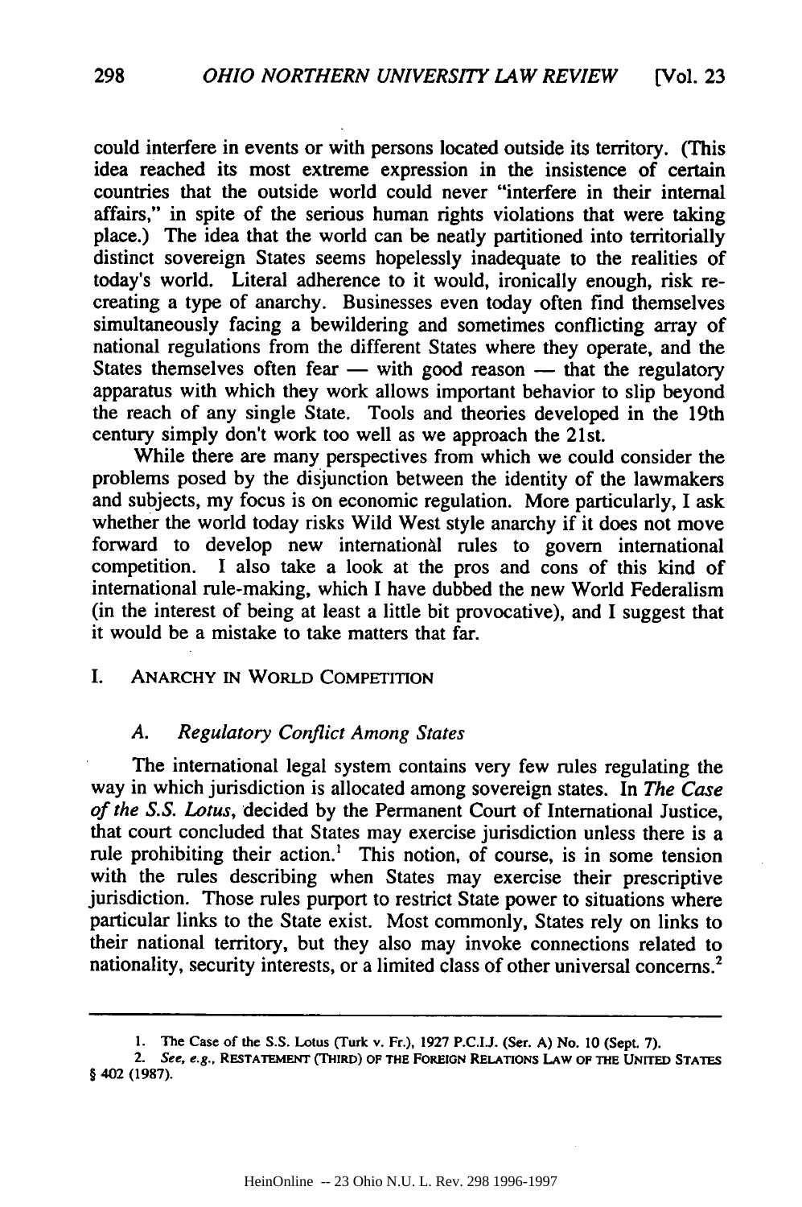could interfere in events or with persons located outside its territory. (This idea reached its most extreme expression in the insistence of certain countries that the outside world could never "interfere in their internal affairs," in spite of the serious human rights violations that were taking place.) The idea that the world can be neatly partitioned into territorially distinct sovereign States seems hopelessly inadequate to the realities of today's world. Literal adherence to it would, ironically enough, risk re-creating a type of anarchy. Businesses even today often find themselves simultaneously facing a bewildering and sometimes conflicting array of national regulations from the different States where they operate, and the States themselves often fear — with good reason — that the regulatory apparatus with which they work allows important behavior to slip beyond the reach of any single State. Tools and theories developed in the 19th century simply don't work too well as we approach the 21st.

While there are many perspectives from which we could consider the problems posed by the disjunction between the identity of the lawmakers and subjects, my focus is on economic regulation. More particularly, I ask whether the world today risks Wild West style anarchy if it does not move forward to develop new international rules to govern international competition. I also take a look at the pros and cons of this kind of international rule-making, which I have dubbed the new World Federalism (in the interest of being at least a little bit provocative), and I suggest that it would be a mistake to take matters that far.

## I. ANARCHY IN WORLD COMPETITION

### A. *Regulatory Conflict Among States*

The international legal system contains very few rules regulating the way in which jurisdiction is allocated among sovereign states. In *The Case of the S.S. Lotus*, decided by the Permanent Court of International Justice, that court concluded that States may exercise jurisdiction unless there is a rule prohibiting their action.[1] This notion, of course, is in some tension with the rules describing when States may exercise their prescriptive jurisdiction. Those rules purport to restrict State power to situations where particular links to the State exist. Most commonly, States rely on links to their national territory, but they also may invoke connections related to nationality, security interests, or a limited class of other universal concerns.[2]

---

1. The Case of the S.S. Lotus (Turk v. Fr.), 1927 P.C.I.J. (Ser. A) No. 10 (Sept. 7).

2. *See, e.g.*, RESTATEMENT (THIRD) OF THE FOREIGN RELATIONS LAW OF THE UNITED STATES § 402 (1987).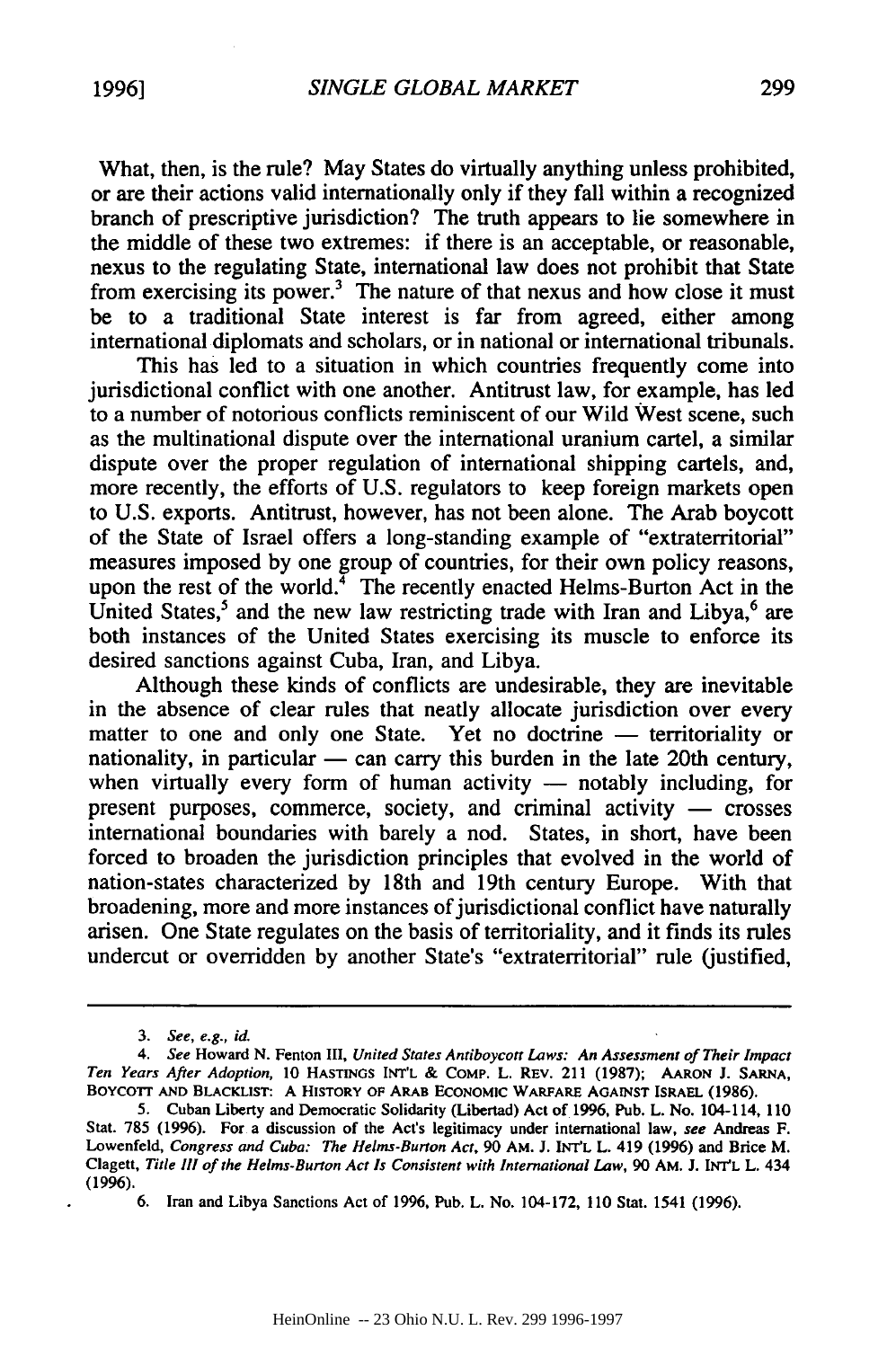What, then, is the rule? May States do virtually anything unless prohibited, or are their actions valid internationally only if they fall within a recognized branch of prescriptive jurisdiction? The truth appears to lie somewhere in the middle of these two extremes: if there is an acceptable, or reasonable, nexus to the regulating State, international law does not prohibit that State from exercising its power.[3] The nature of that nexus and how close it must be to a traditional State interest is far from agreed, either among international diplomats and scholars, or in national or international tribunals.

This has led to a situation in which countries frequently come into jurisdictional conflict with one another. Antitrust law, for example, has led to a number of notorious conflicts reminiscent of our Wild West scene, such as the multinational dispute over the international uranium cartel, a similar dispute over the proper regulation of international shipping cartels, and, more recently, the efforts of U.S. regulators to keep foreign markets open to U.S. exports. Antitrust, however, has not been alone. The Arab boycott of the State of Israel offers a long-standing example of "extraterritorial" measures imposed by one group of countries, for their own policy reasons, upon the rest of the world.[4] The recently enacted Helms-Burton Act in the United States,[5] and the new law restricting trade with Iran and Libya,[6] are both instances of the United States exercising its muscle to enforce its desired sanctions against Cuba, Iran, and Libya.

Although these kinds of conflicts are undesirable, they are inevitable in the absence of clear rules that neatly allocate jurisdiction over every matter to one and only one State. Yet no doctrine — territoriality or nationality, in particular — can carry this burden in the late 20th century, when virtually every form of human activity — notably including, for present purposes, commerce, society, and criminal activity — crosses international boundaries with barely a nod. States, in short, have been forced to broaden the jurisdiction principles that evolved in the world of nation-states characterized by 18th and 19th century Europe. With that broadening, more and more instances of jurisdictional conflict have naturally arisen. One State regulates on the basis of territoriality, and it finds its rules undercut or overridden by another State's "extraterritorial" rule (justified,

---

3. *See, e.g., id.*

4. *See* Howard N. Fenton III, *United States Antiboycott Laws: An Assessment of Their Impact Ten Years After Adoption*, 10 HASTINGS INT'L & COMP. L. REV. 211 (1987); AARON J. SARNA, BOYCOTT AND BLACKLIST: A HISTORY OF ARAB ECONOMIC WARFARE AGAINST ISRAEL (1986).

5. Cuban Liberty and Democratic Solidarity (Libertad) Act of 1996, Pub. L. No. 104-114, 110 Stat. 785 (1996). For a discussion of the Act's legitimacy under international law, *see* Andreas F. Lowenfeld, *Congress and Cuba: The Helms-Burton Act*, 90 AM. J. INT'L L. 419 (1996) and Brice M. Clagett, *Title III of the Helms-Burton Act Is Consistent with International Law*, 90 AM. J. INT'L L. 434 (1996).

6. Iran and Libya Sanctions Act of 1996, Pub. L. No. 104-172, 110 Stat. 1541 (1996).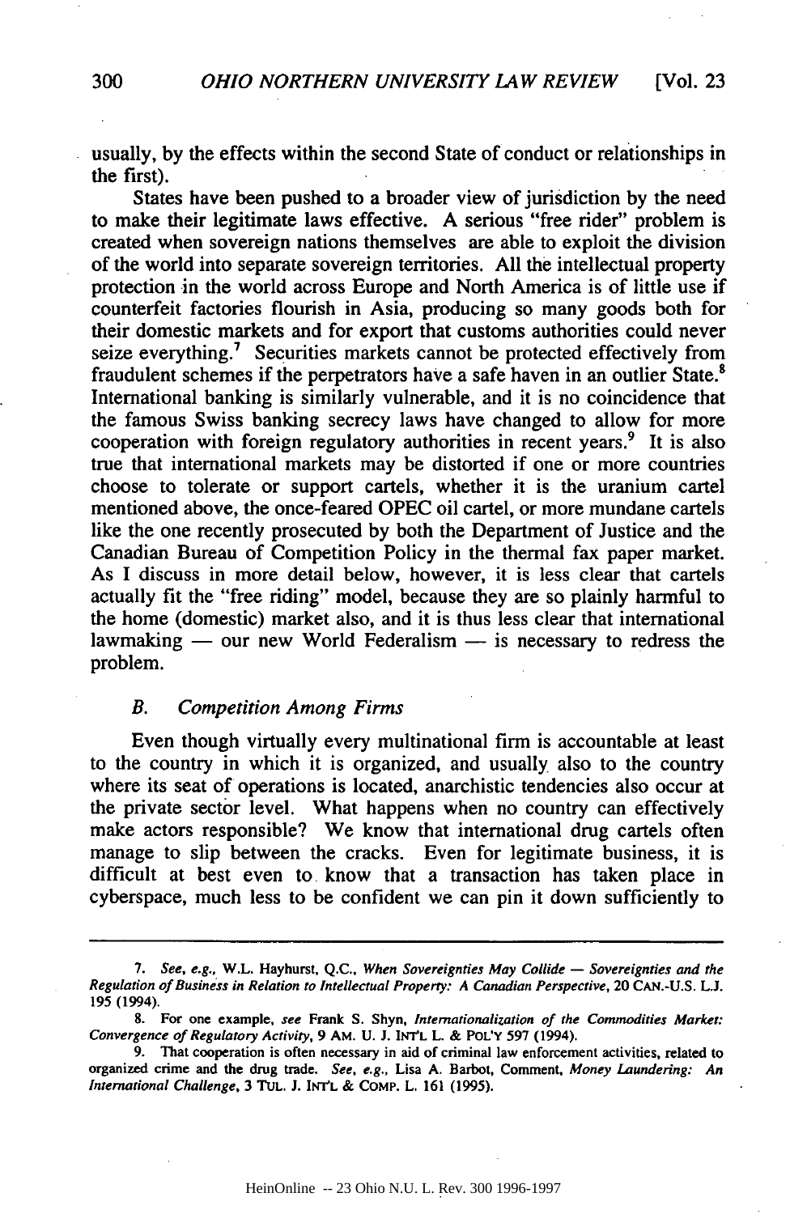usually, by the effects within the second State of conduct or relationships in the first).

States have been pushed to a broader view of jurisdiction by the need to make their legitimate laws effective. A serious "free rider" problem is created when sovereign nations themselves are able to exploit the division of the world into separate sovereign territories. All the intellectual property protection in the world across Europe and North America is of little use if counterfeit factories flourish in Asia, producing so many goods both for their domestic markets and for export that customs authorities could never seize everything.[7] Securities markets cannot be protected effectively from fraudulent schemes if the perpetrators have a safe haven in an outlier State.[8] International banking is similarly vulnerable, and it is no coincidence that the famous Swiss banking secrecy laws have changed to allow for more cooperation with foreign regulatory authorities in recent years.[9] It is also true that international markets may be distorted if one or more countries choose to tolerate or support cartels, whether it is the uranium cartel mentioned above, the once-feared OPEC oil cartel, or more mundane cartels like the one recently prosecuted by both the Department of Justice and the Canadian Bureau of Competition Policy in the thermal fax paper market. As I discuss in more detail below, however, it is less clear that cartels actually fit the "free riding" model, because they are so plainly harmful to the home (domestic) market also, and it is thus less clear that international lawmaking — our new World Federalism — is necessary to redress the problem.

### *B. Competition Among Firms*

Even though virtually every multinational firm is accountable at least to the country in which it is organized, and usually also to the country where its seat of operations is located, anarchistic tendencies also occur at the private sector level. What happens when no country can effectively make actors responsible? We know that international drug cartels often manage to slip between the cracks. Even for legitimate business, it is difficult at best even to know that a transaction has taken place in cyberspace, much less to be confident we can pin it down sufficiently to

---

7. *See, e.g.*, W.L. Hayhurst, Q.C., *When Sovereignties May Collide — Sovereignties and the Regulation of Business in Relation to Intellectual Property: A Canadian Perspective*, 20 CAN.-U.S. L.J. 195 (1994).

8. For one example, *see* Frank S. Shyn, *Internationalization of the Commodities Market: Convergence of Regulatory Activity*, 9 AM. U. J. INT'L L. & POL'Y 597 (1994).

9. That cooperation is often necessary in aid of criminal law enforcement activities, related to organized crime and the drug trade. *See, e.g.*, Lisa A. Barbot, Comment, *Money Laundering: An International Challenge*, 3 TUL. J. INT'L & COMP. L. 161 (1995).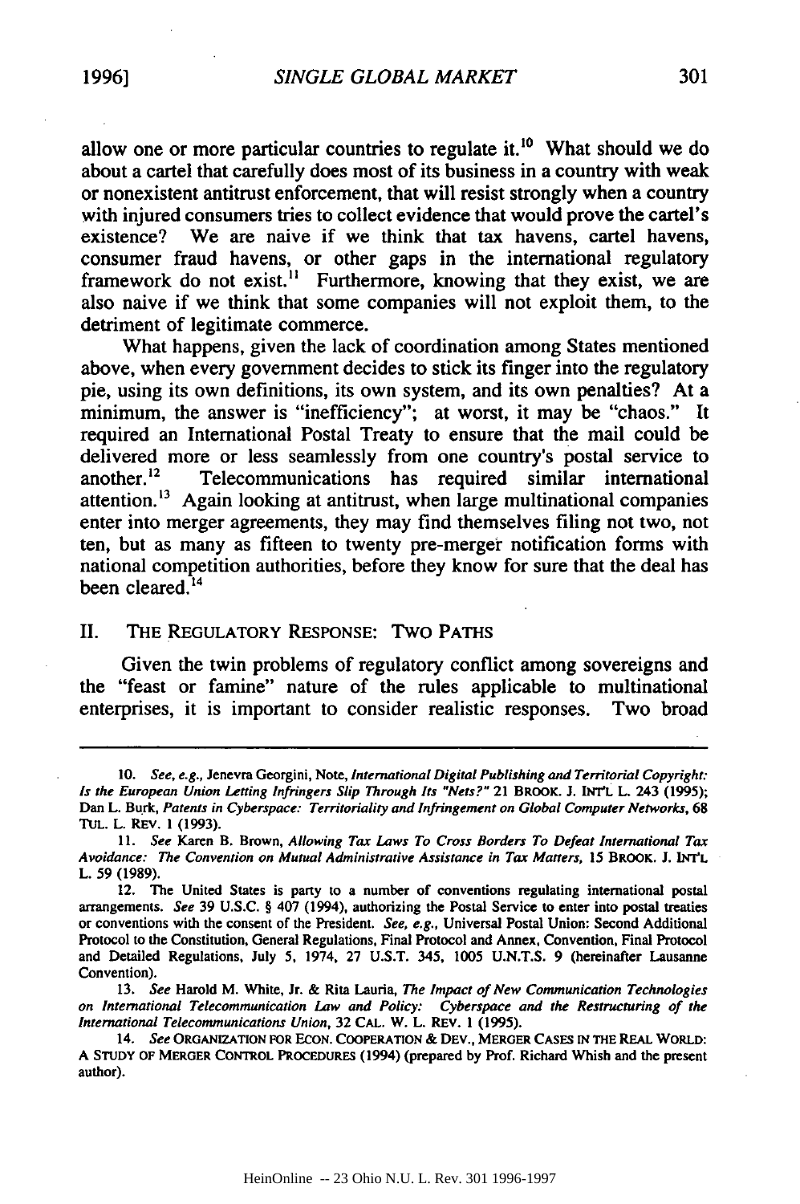allow one or more particular countries to regulate it.[10] What should we do about a cartel that carefully does most of its business in a country with weak or nonexistent antitrust enforcement, that will resist strongly when a country with injured consumers tries to collect evidence that would prove the cartel's existence? We are naive if we think that tax havens, cartel havens, consumer fraud havens, or other gaps in the international regulatory framework do not exist.[11] Furthermore, knowing that they exist, we are also naive if we think that some companies will not exploit them, to the detriment of legitimate commerce.

What happens, given the lack of coordination among States mentioned above, when every government decides to stick its finger into the regulatory pie, using its own definitions, its own system, and its own penalties? At a minimum, the answer is "inefficiency"; at worst, it may be "chaos." It required an International Postal Treaty to ensure that the mail could be delivered more or less seamlessly from one country's postal service to another.[12] Telecommunications has required similar international attention.[13] Again looking at antitrust, when large multinational companies enter into merger agreements, they may find themselves filing not two, not ten, but as many as fifteen to twenty pre-merger notification forms with national competition authorities, before they know for sure that the deal has been cleared.[14]

## II. THE REGULATORY RESPONSE: TWO PATHS

Given the twin problems of regulatory conflict among sovereigns and the "feast or famine" nature of the rules applicable to multinational enterprises, it is important to consider realistic responses. Two broad

---

10. *See, e.g.*, Jenevra Georgini, Note, *International Digital Publishing and Territorial Copyright: Is the European Union Letting Infringers Slip Through Its "Nets?"* 21 BROOK. J. INT'L L. 243 (1995); Dan L. Burk, *Patents in Cyberspace: Territoriality and Infringement on Global Computer Networks*, 68 TUL. L. REV. 1 (1993).

11. *See* Karen B. Brown, *Allowing Tax Laws To Cross Borders To Defeat International Tax Avoidance: The Convention on Mutual Administrative Assistance in Tax Matters*, 15 BROOK. J. INT'L L. 59 (1989).

12. The United States is party to a number of conventions regulating international postal arrangements. *See* 39 U.S.C. § 407 (1994), authorizing the Postal Service to enter into postal treaties or conventions with the consent of the President. *See, e.g.*, Universal Postal Union: Second Additional Protocol to the Constitution, General Regulations, Final Protocol and Annex, Convention, Final Protocol and Detailed Regulations, July 5, 1974, 27 U.S.T. 345, 1005 U.N.T.S. 9 (hereinafter Lausanne Convention).

13. *See* Harold M. White, Jr. & Rita Lauria, *The Impact of New Communication Technologies on International Telecommunication Law and Policy: Cyberspace and the Restructuring of the International Telecommunications Union*, 32 CAL. W. L. REV. 1 (1995).

14. *See* ORGANIZATION FOR ECON. COOPERATION & DEV., MERGER CASES IN THE REAL WORLD: A STUDY OF MERGER CONTROL PROCEDURES (1994) (prepared by Prof. Richard Whish and the present author).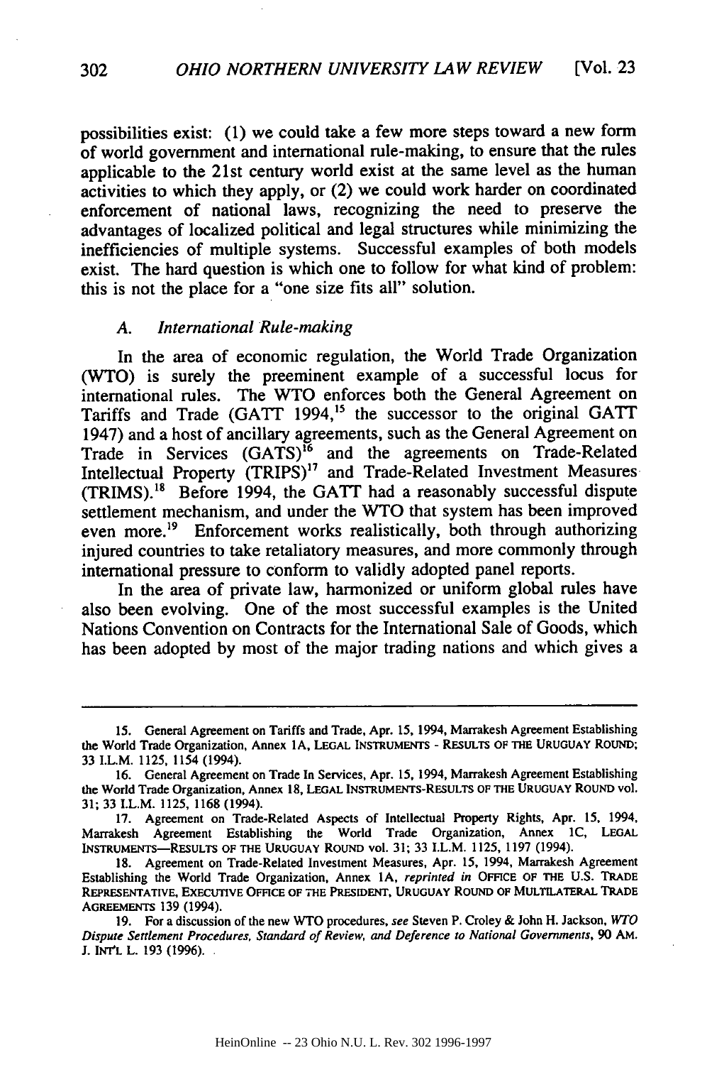possibilities exist: (1) we could take a few more steps toward a new form of world government and international rule-making, to ensure that the rules applicable to the 21st century world exist at the same level as the human activities to which they apply, or (2) we could work harder on coordinated enforcement of national laws, recognizing the need to preserve the advantages of localized political and legal structures while minimizing the inefficiencies of multiple systems. Successful examples of both models exist. The hard question is which one to follow for what kind of problem: this is not the place for a "one size fits all" solution.

### A. *International Rule-making*

In the area of economic regulation, the World Trade Organization (WTO) is surely the preeminent example of a successful locus for international rules. The WTO enforces both the General Agreement on Tariffs and Trade (GATT 1994,[15] the successor to the original GATT 1947) and a host of ancillary agreements, such as the General Agreement on Trade in Services (GATS)[16] and the agreements on Trade-Related Intellectual Property (TRIPS)[17] and Trade-Related Investment Measures (TRIMS).[18] Before 1994, the GATT had a reasonably successful dispute settlement mechanism, and under the WTO that system has been improved even more.[19] Enforcement works realistically, both through authorizing injured countries to take retaliatory measures, and more commonly through international pressure to conform to validly adopted panel reports.

In the area of private law, harmonized or uniform global rules have also been evolving. One of the most successful examples is the United Nations Convention on Contracts for the International Sale of Goods, which has been adopted by most of the major trading nations and which gives a

---

15. General Agreement on Tariffs and Trade, Apr. 15, 1994, Marrakesh Agreement Establishing the World Trade Organization, Annex 1A, LEGAL INSTRUMENTS - RESULTS OF THE URUGUAY ROUND; 33 I.L.M. 1125, 1154 (1994).

16. General Agreement on Trade In Services, Apr. 15, 1994, Marrakesh Agreement Establishing the World Trade Organization, Annex 1B, LEGAL INSTRUMENTS-RESULTS OF THE URUGUAY ROUND vol. 31; 33 I.L.M. 1125, 1168 (1994).

17. Agreement on Trade-Related Aspects of Intellectual Property Rights, Apr. 15, 1994, Marrakesh Agreement Establishing the World Trade Organization, Annex 1C, LEGAL INSTRUMENTS—RESULTS OF THE URUGUAY ROUND vol. 31; 33 I.L.M. 1125, 1197 (1994).

18. Agreement on Trade-Related Investment Measures, Apr. 15, 1994, Marrakesh Agreement Establishing the World Trade Organization, Annex 1A, *reprinted in* OFFICE OF THE U.S. TRADE REPRESENTATIVE, EXECUTIVE OFFICE OF THE PRESIDENT, URUGUAY ROUND OF MULTILATERAL TRADE AGREEMENTS 139 (1994).

19. For a discussion of the new WTO procedures, *see* Steven P. Croley & John H. Jackson, *WTO Dispute Settlement Procedures, Standard of Review, and Deference to National Governments*, 90 AM. J. INT'L L. 193 (1996).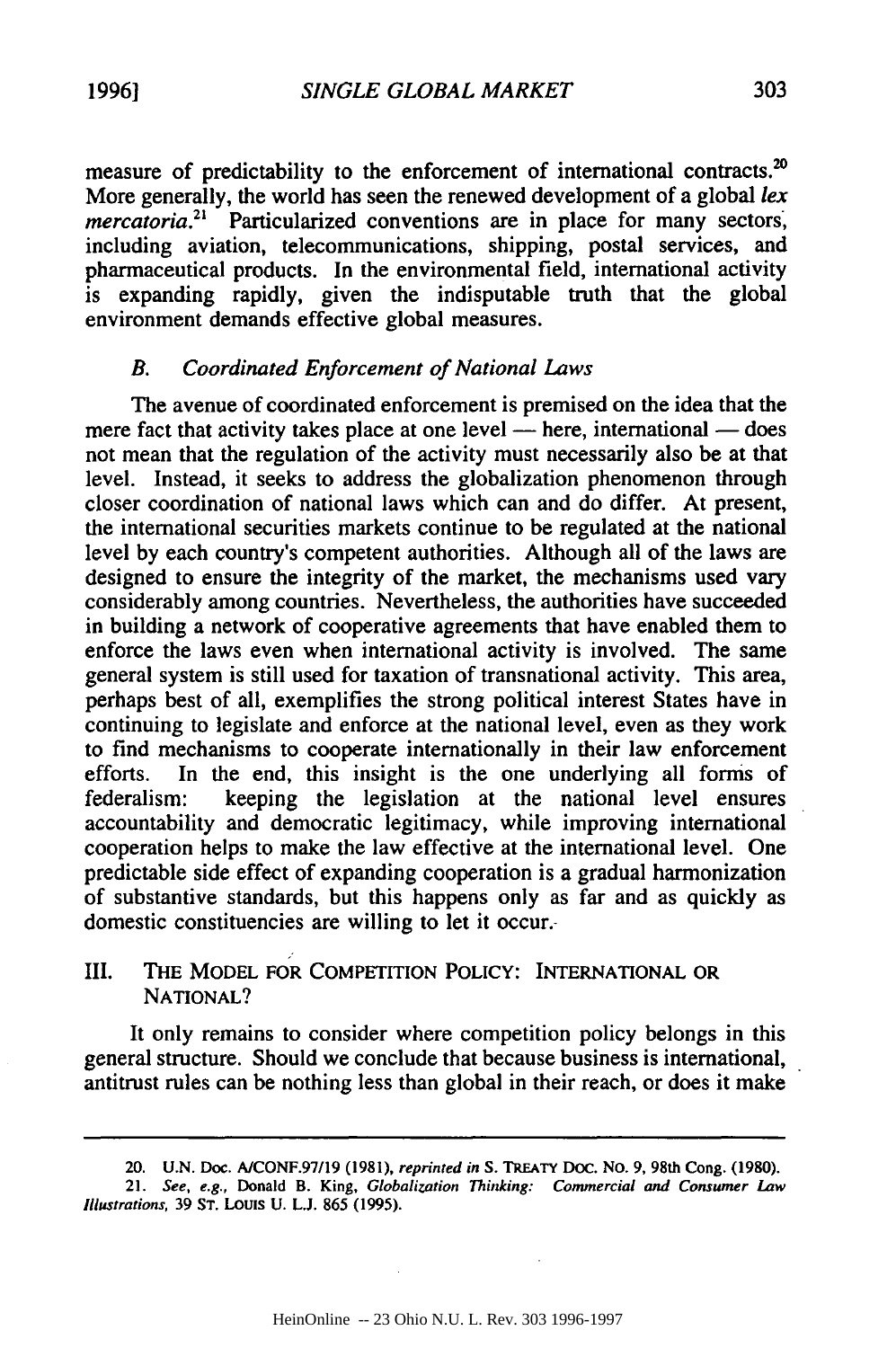measure of predictability to the enforcement of international contracts.[20] More generally, the world has seen the renewed development of a global *lex mercatoria*.[21] Particularized conventions are in place for many sectors, including aviation, telecommunications, shipping, postal services, and pharmaceutical products. In the environmental field, international activity is expanding rapidly, given the indisputable truth that the global environment demands effective global measures.

### B. *Coordinated Enforcement of National Laws*

The avenue of coordinated enforcement is premised on the idea that the mere fact that activity takes place at one level — here, international — does not mean that the regulation of the activity must necessarily also be at that level. Instead, it seeks to address the globalization phenomenon through closer coordination of national laws which can and do differ. At present, the international securities markets continue to be regulated at the national level by each country's competent authorities. Although all of the laws are designed to ensure the integrity of the market, the mechanisms used vary considerably among countries. Nevertheless, the authorities have succeeded in building a network of cooperative agreements that have enabled them to enforce the laws even when international activity is involved. The same general system is still used for taxation of transnational activity. This area, perhaps best of all, exemplifies the strong political interest States have in continuing to legislate and enforce at the national level, even as they work to find mechanisms to cooperate internationally in their law enforcement efforts. In the end, this insight is the one underlying all forms of federalism: keeping the legislation at the national level ensures accountability and democratic legitimacy, while improving international cooperation helps to make the law effective at the international level. One predictable side effect of expanding cooperation is a gradual harmonization of substantive standards, but this happens only as far and as quickly as domestic constituencies are willing to let it occur.

## III. THE MODEL FOR COMPETITION POLICY: INTERNATIONAL OR NATIONAL?

It only remains to consider where competition policy belongs in this general structure. Should we conclude that because business is international, antitrust rules can be nothing less than global in their reach, or does it make

---

20. U.N. Doc. A/CONF.97/19 (1981), *reprinted in* S. TREATY DOC. NO. 9, 98th Cong. (1980).

21. *See, e.g.*, Donald B. King, *Globalization Thinking: Commercial and Consumer Law Illustrations*, 39 ST. LOUIS U. L.J. 865 (1995).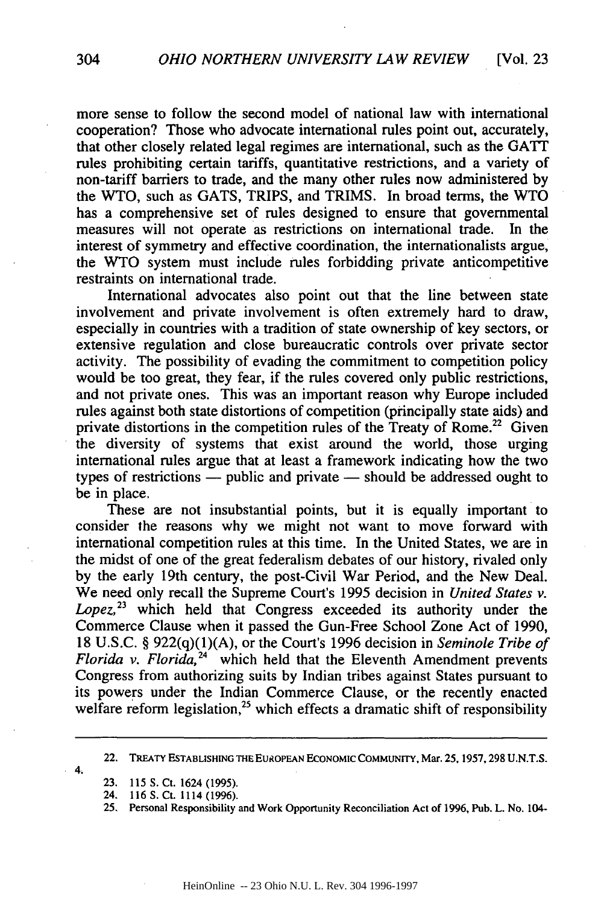more sense to follow the second model of national law with international cooperation? Those who advocate international rules point out, accurately, that other closely related legal regimes are international, such as the GATT rules prohibiting certain tariffs, quantitative restrictions, and a variety of non-tariff barriers to trade, and the many other rules now administered by the WTO, such as GATS, TRIPS, and TRIMS. In broad terms, the WTO has a comprehensive set of rules designed to ensure that governmental measures will not operate as restrictions on international trade. In the interest of symmetry and effective coordination, the internationalists argue, the WTO system must include rules forbidding private anticompetitive restraints on international trade.

International advocates also point out that the line between state involvement and private involvement is often extremely hard to draw, especially in countries with a tradition of state ownership of key sectors, or extensive regulation and close bureaucratic controls over private sector activity. The possibility of evading the commitment to competition policy would be too great, they fear, if the rules covered only public restrictions, and not private ones. This was an important reason why Europe included rules against both state distortions of competition (principally state aids) and private distortions in the competition rules of the Treaty of Rome.[22] Given the diversity of systems that exist around the world, those urging international rules argue that at least a framework indicating how the two types of restrictions — public and private — should be addressed ought to be in place.

These are not insubstantial points, but it is equally important to consider the reasons why we might not want to move forward with international competition rules at this time. In the United States, we are in the midst of one of the great federalism debates of our history, rivaled only by the early 19th century, the post-Civil War Period, and the New Deal. We need only recall the Supreme Court's 1995 decision in *United States v. Lopez*,[23] which held that Congress exceeded its authority under the Commerce Clause when it passed the Gun-Free School Zone Act of 1990, 18 U.S.C. § 922(q)(1)(A), or the Court's 1996 decision in *Seminole Tribe of Florida v. Florida*,[24] which held that the Eleventh Amendment prevents Congress from authorizing suits by Indian tribes against States pursuant to its powers under the Indian Commerce Clause, or the recently enacted welfare reform legislation,[25] which effects a dramatic shift of responsibility

---

22. TREATY ESTABLISHING THE EUROPEAN ECONOMIC COMMUNITY, Mar. 25, 1957, 298 U.N.T.S. 4.

23. 115 S. Ct. 1624 (1995).

24. 116 S. Ct. 1114 (1996).

25. Personal Responsibility and Work Opportunity Reconciliation Act of 1996, Pub. L. No. 104-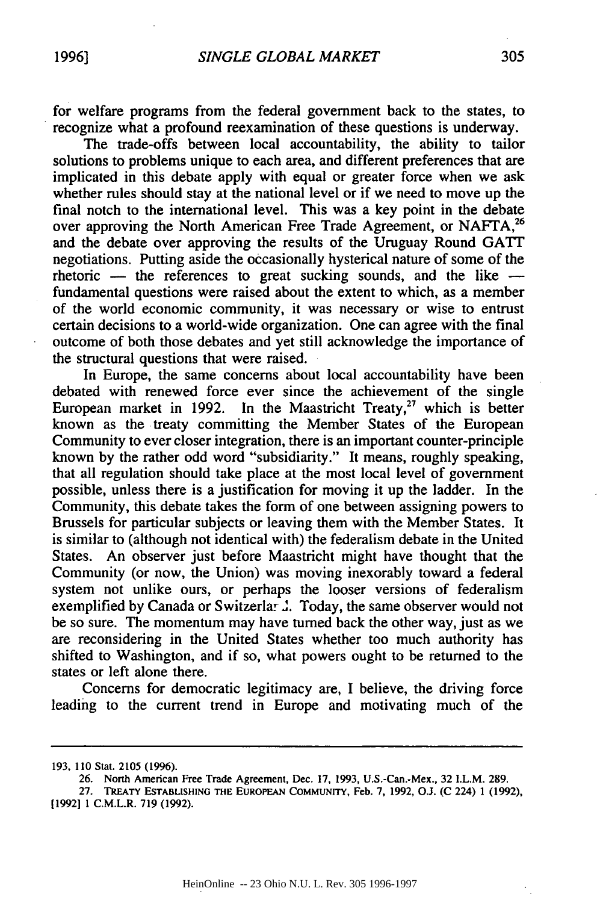for welfare programs from the federal government back to the states, to recognize what a profound reexamination of these questions is underway.

The trade-offs between local accountability, the ability to tailor solutions to problems unique to each area, and different preferences that are implicated in this debate apply with equal or greater force when we ask whether rules should stay at the national level or if we need to move up the final notch to the international level. This was a key point in the debate over approving the North American Free Trade Agreement, or NAFTA,[26] and the debate over approving the results of the Uruguay Round GATT negotiations. Putting aside the occasionally hysterical nature of some of the rhetoric — the references to great sucking sounds, and the like — fundamental questions were raised about the extent to which, as a member of the world economic community, it was necessary or wise to entrust certain decisions to a world-wide organization. One can agree with the final outcome of both those debates and yet still acknowledge the importance of the structural questions that were raised.

In Europe, the same concerns about local accountability have been debated with renewed force ever since the achievement of the single European market in 1992. In the Maastricht Treaty,[27] which is better known as the treaty committing the Member States of the European Community to ever closer integration, there is an important counter-principle known by the rather odd word "subsidiarity." It means, roughly speaking, that all regulation should take place at the most local level of government possible, unless there is a justification for moving it up the ladder. In the Community, this debate takes the form of one between assigning powers to Brussels for particular subjects or leaving them with the Member States. It is similar to (although not identical with) the federalism debate in the United States. An observer just before Maastricht might have thought that the Community (or now, the Union) was moving inexorably toward a federal system not unlike ours, or perhaps the looser versions of federalism exemplified by Canada or Switzerland. Today, the same observer would not be so sure. The momentum may have turned back the other way, just as we are reconsidering in the United States whether too much authority has shifted to Washington, and if so, what powers ought to be returned to the states or left alone there.

Concerns for democratic legitimacy are, I believe, the driving force leading to the current trend in Europe and motivating much of the

---

193, 110 Stat. 2105 (1996).

26. North American Free Trade Agreement, Dec. 17, 1993, U.S.-Can.-Mex., 32 I.L.M. 289.

27. TREATY ESTABLISHING THE EUROPEAN COMMUNITY, Feb. 7, 1992, O.J. (C 224) 1 (1992), [1992] 1 C.M.L.R. 719 (1992).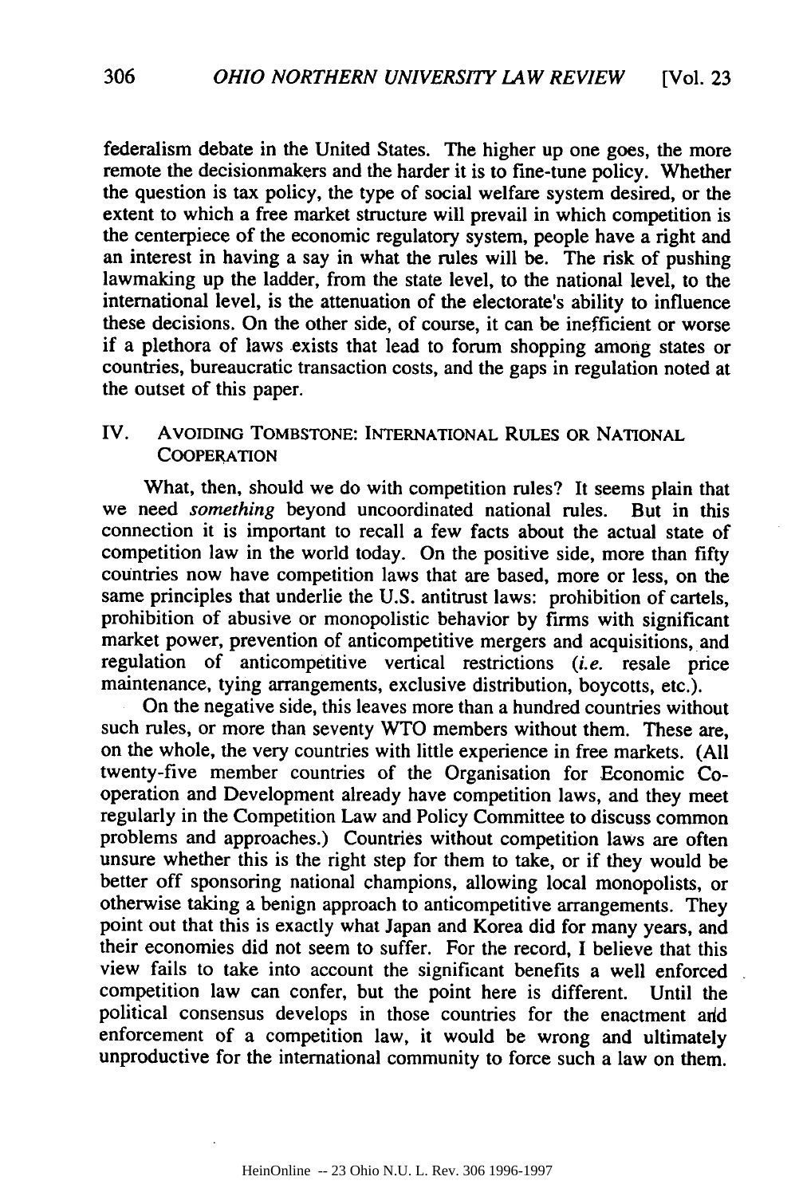federalism debate in the United States. The higher up one goes, the more remote the decisionmakers and the harder it is to fine-tune policy. Whether the question is tax policy, the type of social welfare system desired, or the extent to which a free market structure will prevail in which competition is the centerpiece of the economic regulatory system, people have a right and an interest in having a say in what the rules will be. The risk of pushing lawmaking up the ladder, from the state level, to the national level, to the international level, is the attenuation of the electorate's ability to influence these decisions. On the other side, of course, it can be inefficient or worse if a plethora of laws exists that lead to forum shopping among states or countries, bureaucratic transaction costs, and the gaps in regulation noted at the outset of this paper.

## IV. AVOIDING TOMBSTONE: INTERNATIONAL RULES OR NATIONAL COOPERATION

What, then, should we do with competition rules? It seems plain that we need *something* beyond uncoordinated national rules. But in this connection it is important to recall a few facts about the actual state of competition law in the world today. On the positive side, more than fifty countries now have competition laws that are based, more or less, on the same principles that underlie the U.S. antitrust laws: prohibition of cartels, prohibition of abusive or monopolistic behavior by firms with significant market power, prevention of anticompetitive mergers and acquisitions, and regulation of anticompetitive vertical restrictions (*i.e.* resale price maintenance, tying arrangements, exclusive distribution, boycotts, etc.).

On the negative side, this leaves more than a hundred countries without such rules, or more than seventy WTO members without them. These are, on the whole, the very countries with little experience in free markets. (All twenty-five member countries of the Organisation for Economic Cooperation and Development already have competition laws, and they meet regularly in the Competition Law and Policy Committee to discuss common problems and approaches.) Countries without competition laws are often unsure whether this is the right step for them to take, or if they would be better off sponsoring national champions, allowing local monopolists, or otherwise taking a benign approach to anticompetitive arrangements. They point out that this is exactly what Japan and Korea did for many years, and their economies did not seem to suffer. For the record, I believe that this view fails to take into account the significant benefits a well enforced competition law can confer, but the point here is different. Until the political consensus develops in those countries for the enactment and enforcement of a competition law, it would be wrong and ultimately unproductive for the international community to force such a law on them.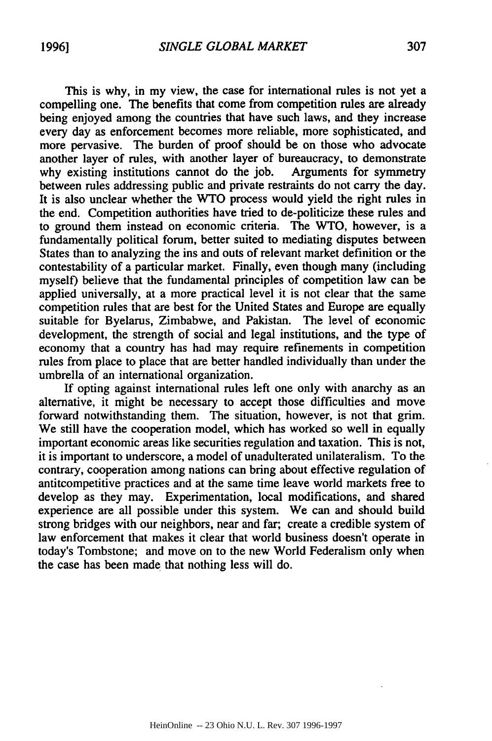This is why, in my view, the case for international rules is not yet a compelling one. The benefits that come from competition rules are already being enjoyed among the countries that have such laws, and they increase every day as enforcement becomes more reliable, more sophisticated, and more pervasive. The burden of proof should be on those who advocate another layer of rules, with another layer of bureaucracy, to demonstrate why existing institutions cannot do the job. Arguments for symmetry between rules addressing public and private restraints do not carry the day. It is also unclear whether the WTO process would yield the right rules in the end. Competition authorities have tried to de-politicize these rules and to ground them instead on economic criteria. The WTO, however, is a fundamentally political forum, better suited to mediating disputes between States than to analyzing the ins and outs of relevant market definition or the contestability of a particular market. Finally, even though many (including myself) believe that the fundamental principles of competition law can be applied universally, at a more practical level it is not clear that the same competition rules that are best for the United States and Europe are equally suitable for Byelarus, Zimbabwe, and Pakistan. The level of economic development, the strength of social and legal institutions, and the type of economy that a country has had may require refinements in competition rules from place to place that are better handled individually than under the umbrella of an international organization.

If opting against international rules left one only with anarchy as an alternative, it might be necessary to accept those difficulties and move forward notwithstanding them. The situation, however, is not that grim. We still have the cooperation model, which has worked so well in equally important economic areas like securities regulation and taxation. This is not, it is important to underscore, a model of unadulterated unilateralism. To the contrary, cooperation among nations can bring about effective regulation of anticompetitive practices and at the same time leave world markets free to develop as they may. Experimentation, local modifications, and shared experience are all possible under this system. We can and should build strong bridges with our neighbors, near and far; create a credible system of law enforcement that makes it clear that world business doesn't operate in today's Tombstone; and move on to the new World Federalism only when the case has been made that nothing less will do.